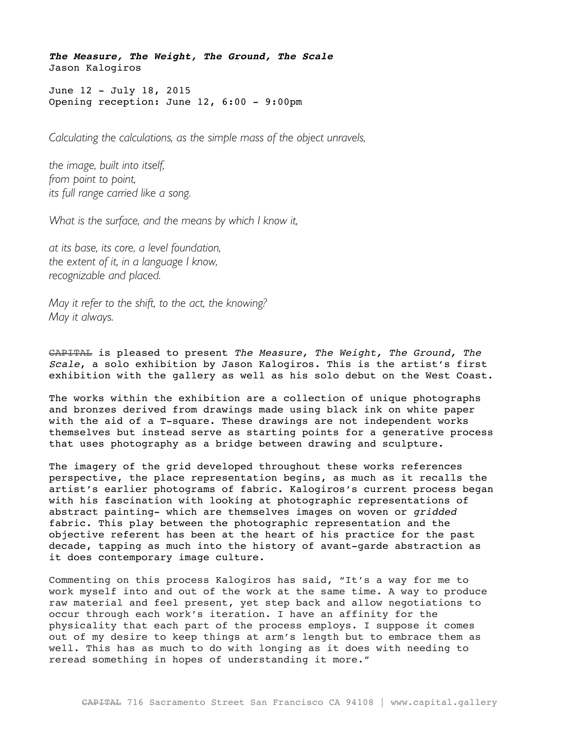***The Measure, The Weight, The Ground, The Scale***
Jason Kalogiros

June 12 - July 18, 2015
Opening reception: June 12, 6:00 - 9:00pm

*Calculating the calculations, as the simple mass of the object unravels,*

*the image, built into itself,*
*from point to point,*
*its full range carried like a song.*

*What is the surface, and the means by which I know it,*

*at its base, its core, a level foundation,*
*the extent of it, in a language I know,*
*recognizable and placed.*

*May it refer to the shift, to the act, the knowing?*
*May it always.*

~~CAPITAL~~ is pleased to present *The Measure, The Weight, The Ground, The Scale*, a solo exhibition by Jason Kalogiros. This is the artist's first exhibition with the gallery as well as his solo debut on the West Coast.

The works within the exhibition are a collection of unique photographs and bronzes derived from drawings made using black ink on white paper with the aid of a T-square. These drawings are not independent works themselves but instead serve as starting points for a generative process that uses photography as a bridge between drawing and sculpture.

The imagery of the grid developed throughout these works references perspective, the place representation begins, as much as it recalls the artist's earlier photograms of fabric. Kalogiros's current process began with his fascination with looking at photographic representations of abstract painting- which are themselves images on woven or *gridded* fabric. This play between the photographic representation and the objective referent has been at the heart of his practice for the past decade, tapping as much into the history of avant-garde abstraction as it does contemporary image culture.

Commenting on this process Kalogiros has said, "It's a way for me to work myself into and out of the work at the same time. A way to produce raw material and feel present, yet step back and allow negotiations to occur through each work's iteration. I have an affinity for the physicality that each part of the process employs. I suppose it comes out of my desire to keep things at arm's length but to embrace them as well. This has as much to do with longing as it does with needing to reread something in hopes of understanding it more."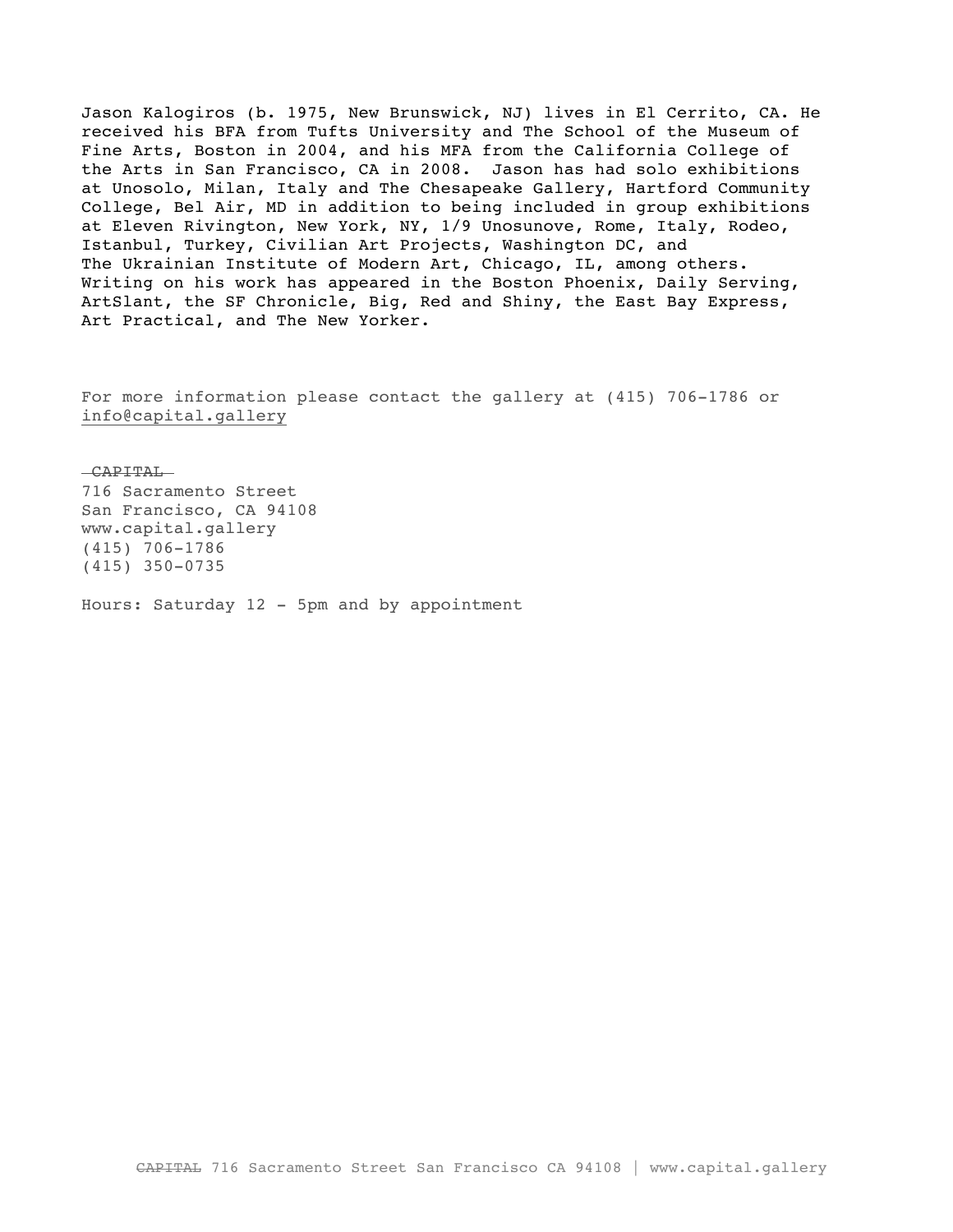Jason Kalogiros (b. 1975, New Brunswick, NJ) lives in El Cerrito, CA. He received his BFA from Tufts University and The School of the Museum of Fine Arts, Boston in 2004, and his MFA from the California College of the Arts in San Francisco, CA in 2008. Jason has had solo exhibitions at Unosolo, Milan, Italy and The Chesapeake Gallery, Hartford Community College, Bel Air, MD in addition to being included in group exhibitions at Eleven Rivington, New York, NY, 1/9 Unosunove, Rome, Italy, Rodeo, Istanbul, Turkey, Civilian Art Projects, Washington DC, and The Ukrainian Institute of Modern Art, Chicago, IL, among others. Writing on his work has appeared in the Boston Phoenix, Daily Serving, ArtSlant, the SF Chronicle, Big, Red and Shiny, the East Bay Express, Art Practical, and The New Yorker.

For more information please contact the gallery at (415) 706-1786 or info@capital.gallery

~~CAPITAL~~
716 Sacramento Street
San Francisco, CA 94108
www.capital.gallery
(415) 706-1786
(415) 350-0735

Hours: Saturday 12 - 5pm and by appointment